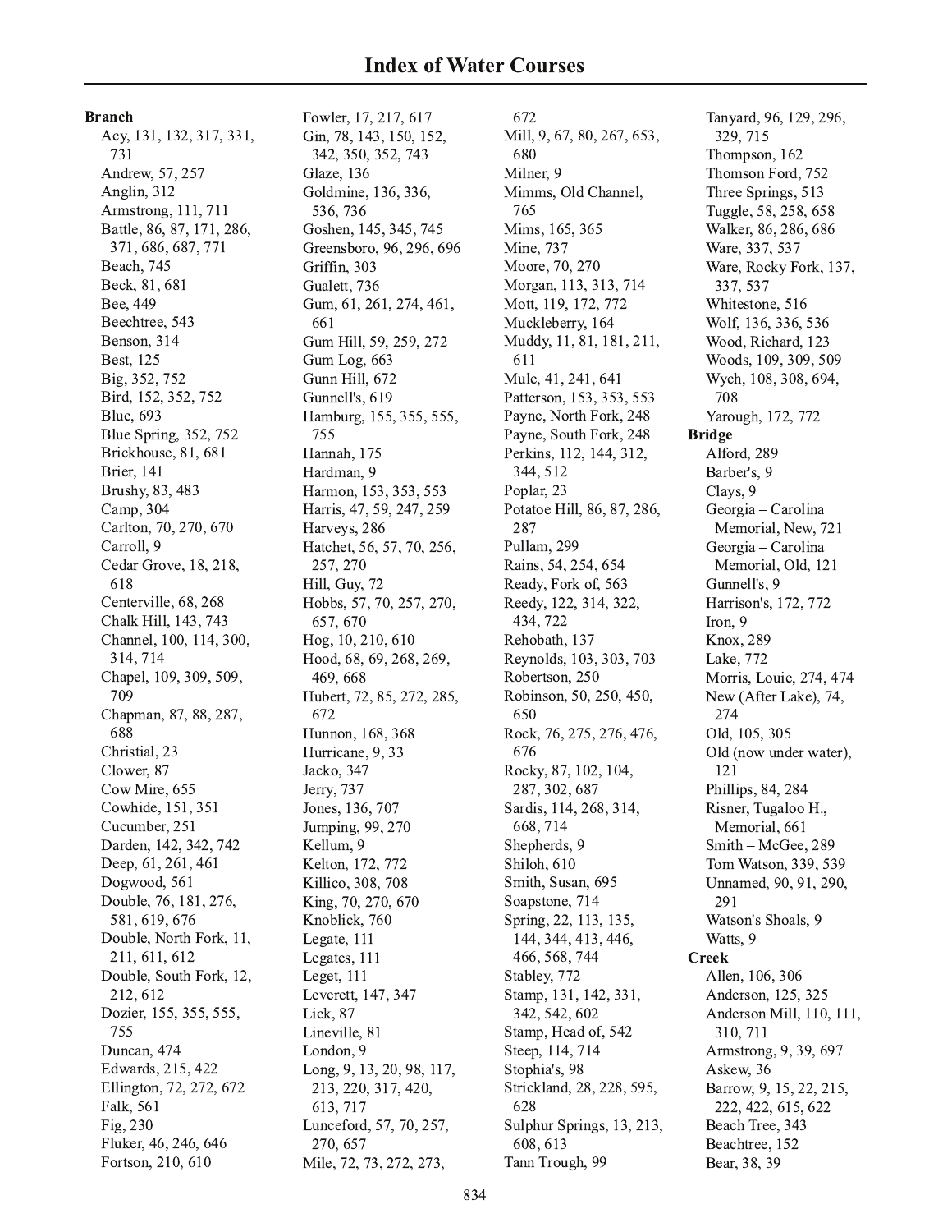# Index of Water Courses

**Branch**

- Acy, 131, 132, 317, 331, 731
- Andrew, 57, 257
- Anglin, 312
- Armstrong, 111, 711
- Battle, 86, 87, 171, 286, 371, 686, 687, 771
- Beach, 745
- Beck, 81, 681
- Bee, 449
- Beechtree, 543
- Benson, 314
- Best, 125
- Big, 352, 752
- Bird, 152, 352, 752
- Blue, 693
- Blue Spring, 352, 752
- Brickhouse, 81, 681
- Brier, 141
- Brushy, 83, 483
- Camp, 304
- Carlton, 70, 270, 670
- Carroll, 9
- Cedar Grove, 18, 218, 618
- Centerville, 68, 268
- Chalk Hill, 143, 743
- Channel, 100, 114, 300, 314, 714
- Chapel, 109, 309, 509, 709
- Chapman, 87, 88, 287, 688
- Christial, 23
- Clower, 87
- Cow Mire, 655
- Cowhide, 151, 351
- Cucumber, 251
- Darden, 142, 342, 742
- Deep, 61, 261, 461
- Dogwood, 561
- Double, 76, 181, 276, 581, 619, 676
- Double, North Fork, 11, 211, 611, 612
- Double, South Fork, 12, 212, 612
- Dozier, 155, 355, 555, 755
- Duncan, 474
- Edwards, 215, 422
- Ellington, 72, 272, 672
- Falk, 561
- Fig, 230
- Fluker, 46, 246, 646
- Fortson, 210, 610
- Fowler, 17, 217, 617
- Gin, 78, 143, 150, 152, 342, 350, 352, 743
- Glaze, 136
- Goldmine, 136, 336, 536, 736
- Goshen, 145, 345, 745
- Greensboro, 96, 296, 696
- Griffin, 303
- Gualett, 736
- Gum, 61, 261, 274, 461, 661
- Gum Hill, 59, 259, 272
- Gum Log, 663
- Gunn Hill, 672
- Gunnell's, 619
- Hamburg, 155, 355, 555, 755
- Hannah, 175
- Hardman, 9
- Harmon, 153, 353, 553
- Harris, 47, 59, 247, 259
- Harveys, 286
- Hatchet, 56, 57, 70, 256, 257, 270
- Hill, Guy, 72
- Hobbs, 57, 70, 257, 270, 657, 670
- Hog, 10, 210, 610
- Hood, 68, 69, 268, 269, 469, 668
- Hubert, 72, 85, 272, 285, 672
- Hunnon, 168, 368
- Hurricane, 9, 33
- Jacko, 347
- Jerry, 737
- Jones, 136, 707
- Jumping, 99, 270
- Kellum, 9
- Kelton, 172, 772
- Killico, 308, 708
- King, 70, 270, 670
- Knoblick, 760
- Legate, 111
- Legates, 111
- Leget, 111
- Leverett, 147, 347
- Lick, 87
- Lineville, 81
- London, 9
- Long, 9, 13, 20, 98, 117, 213, 220, 317, 420, 613, 717
- Lunceford, 57, 70, 257, 270, 657
- Mile, 72, 73, 272, 273, 672
- Mill, 9, 67, 80, 267, 653, 680
- Milner, 9
- Mimms, Old Channel, 765
- Mims, 165, 365
- Mine, 737
- Moore, 70, 270
- Morgan, 113, 313, 714
- Mott, 119, 172, 772
- Muckleberry, 164
- Muddy, 11, 81, 181, 211, 611
- Mule, 41, 241, 641
- Patterson, 153, 353, 553
- Payne, North Fork, 248
- Payne, South Fork, 248
- Perkins, 112, 144, 312, 344, 512
- Poplar, 23
- Potatoe Hill, 86, 87, 286, 287
- Pullam, 299
- Rains, 54, 254, 654
- Ready, Fork of, 563
- Reedy, 122, 314, 322, 434, 722
- Rehobath, 137
- Reynolds, 103, 303, 703
- Robertson, 250
- Robinson, 50, 250, 450, 650
- Rock, 76, 275, 276, 476, 676
- Rocky, 87, 102, 104, 287, 302, 687
- Sardis, 114, 268, 314, 668, 714
- Shepherds, 9
- Shiloh, 610
- Smith, Susan, 695
- Soapstone, 714
- Spring, 22, 113, 135, 144, 344, 413, 446, 466, 568, 744
- Stabley, 772
- Stamp, 131, 142, 331, 342, 542, 602
- Stamp, Head of, 542
- Steep, 114, 714
- Stophia's, 98
- Strickland, 28, 228, 595, 628
- Sulphur Springs, 13, 213, 608, 613
- Tann Trough, 99
- Tanyard, 96, 129, 296, 329, 715
- Thompson, 162
- Thomson Ford, 752
- Three Springs, 513
- Tuggle, 58, 258, 658
- Walker, 86, 286, 686
- Ware, 337, 537
- Ware, Rocky Fork, 137, 337, 537
- Whitestone, 516
- Wolf, 136, 336, 536
- Wood, Richard, 123
- Woods, 109, 309, 509
- Wych, 108, 308, 694, 708
- Yarough, 172, 772

**Bridge**

- Alford, 289
- Barber's, 9
- Clays, 9
- Georgia – Carolina Memorial, New, 721
- Georgia – Carolina Memorial, Old, 121
- Gunnell's, 9
- Harrison's, 172, 772
- Iron, 9
- Knox, 289
- Lake, 772
- Morris, Louie, 274, 474
- New (After Lake), 74, 274
- Old, 105, 305
- Old (now under water), 121
- Phillips, 84, 284
- Risner, Tugaloo H., Memorial, 661
- Smith – McGee, 289
- Tom Watson, 339, 539
- Unnamed, 90, 91, 290, 291
- Watson's Shoals, 9
- Watts, 9

**Creek**

- Allen, 106, 306
- Anderson, 125, 325
- Anderson Mill, 110, 111, 310, 711
- Armstrong, 9, 39, 697
- Askew, 36
- Barrow, 9, 15, 22, 215, 222, 422, 615, 622
- Beach Tree, 343
- Beachtree, 152
- Bear, 38, 39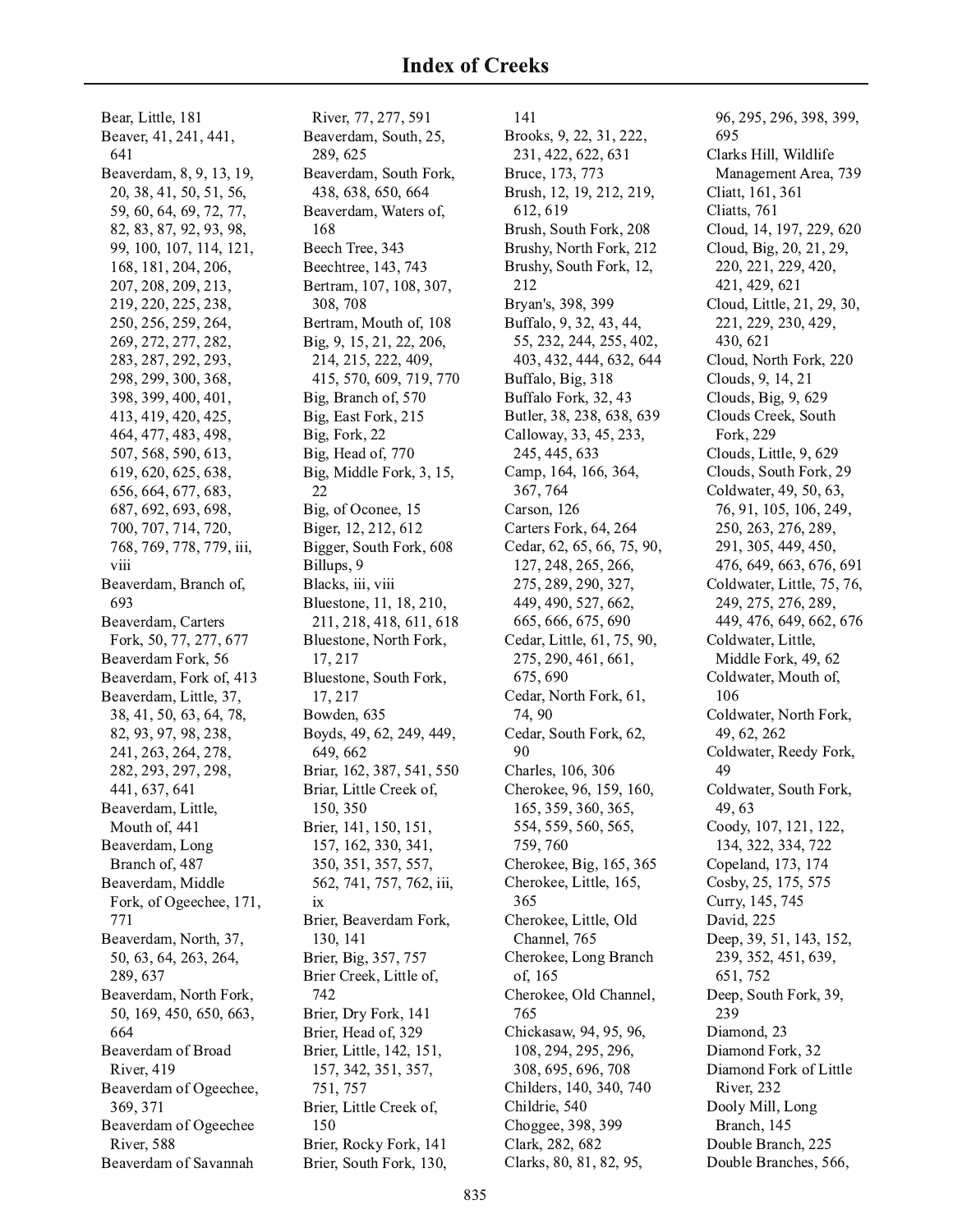# Index of Creeks

Bear, Little, 181
Beaver, 41, 241, 441, 641
Beaverdam, 8, 9, 13, 19, 20, 38, 41, 50, 51, 56, 59, 60, 64, 69, 72, 77, 82, 83, 87, 92, 93, 98, 99, 100, 107, 114, 121, 168, 181, 204, 206, 207, 208, 209, 213, 219, 220, 225, 238, 250, 256, 259, 264, 269, 272, 277, 282, 283, 287, 292, 293, 298, 299, 300, 368, 398, 399, 400, 401, 413, 419, 420, 425, 464, 477, 483, 498, 507, 568, 590, 613, 619, 620, 625, 638, 656, 664, 677, 683, 687, 692, 693, 698, 700, 707, 714, 720, 768, 769, 778, 779, iii, viii
Beaverdam, Branch of, 693
Beaverdam, Carters Fork, 50, 77, 277, 677
Beaverdam Fork, 56
Beaverdam, Fork of, 413
Beaverdam, Little, 37, 38, 41, 50, 63, 64, 78, 82, 93, 97, 98, 238, 241, 263, 264, 278, 282, 293, 297, 298, 441, 637, 641
Beaverdam, Little, Mouth of, 441
Beaverdam, Long Branch of, 487
Beaverdam, Middle Fork, of Ogeechee, 171, 771
Beaverdam, North, 37, 50, 63, 64, 263, 264, 289, 637
Beaverdam, North Fork, 50, 169, 450, 650, 663, 664
Beaverdam of Broad River, 419
Beaverdam of Ogeechee, 369, 371
Beaverdam of Ogeechee River, 588
Beaverdam of Savannah River, 77, 277, 591
Beaverdam, South, 25, 289, 625
Beaverdam, South Fork, 438, 638, 650, 664
Beaverdam, Waters of, 168
Beech Tree, 343
Beechtree, 143, 743
Bertram, 107, 108, 307, 308, 708
Bertram, Mouth of, 108
Big, 9, 15, 21, 22, 206, 214, 215, 222, 409, 415, 570, 609, 719, 770
Big, Branch of, 570
Big, East Fork, 215
Big, Fork, 22
Big, Head of, 770
Big, Middle Fork, 3, 15, 22
Big, of Oconee, 15
Biger, 12, 212, 612
Bigger, South Fork, 608
Billups, 9
Blacks, iii, viii
Bluestone, 11, 18, 210, 211, 218, 418, 611, 618
Bluestone, North Fork, 17, 217
Bluestone, South Fork, 17, 217
Bowden, 635
Boyds, 49, 62, 249, 449, 649, 662
Briar, 162, 387, 541, 550
Briar, Little Creek of, 150, 350
Brier, 141, 150, 151, 157, 162, 330, 341, 350, 351, 357, 557, 562, 741, 757, 762, iii, ix
Brier, Beaverdam Fork, 130, 141
Brier, Big, 357, 757
Brier Creek, Little of, 742
Brier, Dry Fork, 141
Brier, Head of, 329
Brier, Little, 142, 151, 157, 342, 351, 357, 751, 757
Brier, Little Creek of, 150
Brier, Rocky Fork, 141
Brier, South Fork, 130, 141
Brooks, 9, 22, 31, 222, 231, 422, 622, 631
Bruce, 173, 773
Brush, 12, 19, 212, 219, 612, 619
Brush, South Fork, 208
Brushy, North Fork, 212
Brushy, South Fork, 12, 212
Bryan's, 398, 399
Buffalo, 9, 32, 43, 44, 55, 232, 244, 255, 402, 403, 432, 444, 632, 644
Buffalo, Big, 318
Buffalo Fork, 32, 43
Butler, 38, 238, 638, 639
Calloway, 33, 45, 233, 245, 445, 633
Camp, 164, 166, 364, 367, 764
Carson, 126
Carters Fork, 64, 264
Cedar, 62, 65, 66, 75, 90, 127, 248, 265, 266, 275, 289, 290, 327, 449, 490, 527, 662, 665, 666, 675, 690
Cedar, Little, 61, 75, 90, 275, 290, 461, 661, 675, 690
Cedar, North Fork, 61, 74, 90
Cedar, South Fork, 62, 90
Charles, 106, 306
Cherokee, 96, 159, 160, 165, 359, 360, 365, 554, 559, 560, 565, 759, 760
Cherokee, Big, 165, 365
Cherokee, Little, 165, 365
Cherokee, Little, Old Channel, 765
Cherokee, Long Branch of, 165
Cherokee, Old Channel, 765
Chickasaw, 94, 95, 96, 108, 294, 295, 296, 308, 695, 696, 708
Childers, 140, 340, 740
Childrie, 540
Choggee, 398, 399
Clark, 282, 682
Clarks, 80, 81, 82, 95, 96, 295, 296, 398, 399, 695
Clarks Hill, Wildlife Management Area, 739
Cliatt, 161, 361
Cliatts, 761
Cloud, 14, 197, 229, 620
Cloud, Big, 20, 21, 29, 220, 221, 229, 420, 421, 429, 621
Cloud, Little, 21, 29, 30, 221, 229, 230, 429, 430, 621
Cloud, North Fork, 220
Clouds, 9, 14, 21
Clouds, Big, 9, 629
Clouds Creek, South Fork, 229
Clouds, Little, 9, 629
Clouds, South Fork, 29
Coldwater, 49, 50, 63, 76, 91, 105, 106, 249, 250, 263, 276, 289, 291, 305, 449, 450, 476, 649, 663, 676, 691
Coldwater, Little, 75, 76, 249, 275, 276, 289, 449, 476, 649, 662, 676
Coldwater, Little, Middle Fork, 49, 62
Coldwater, Mouth of, 106
Coldwater, North Fork, 49, 62, 262
Coldwater, Reedy Fork, 49
Coldwater, South Fork, 49, 63
Coody, 107, 121, 122, 134, 322, 334, 722
Copeland, 173, 174
Cosby, 25, 175, 575
Curry, 145, 745
David, 225
Deep, 39, 51, 143, 152, 239, 352, 451, 639, 651, 752
Deep, South Fork, 39, 239
Diamond, 23
Diamond Fork, 32
Diamond Fork of Little River, 232
Dooly Mill, Long Branch, 145
Double Branch, 225
Double Branches, 566,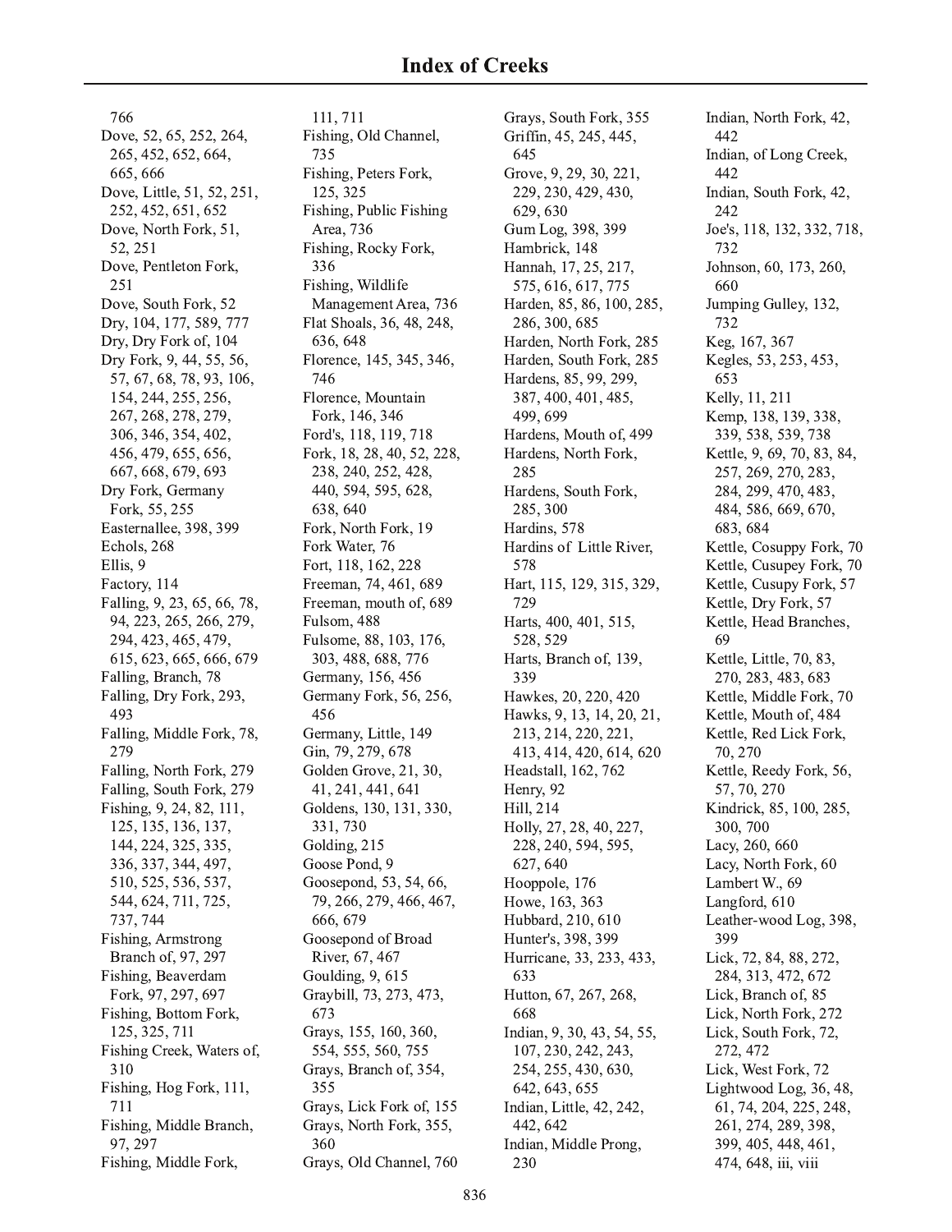# Index of Creeks

766
Dove, 52, 65, 252, 264, 265, 452, 652, 664, 665, 666
Dove, Little, 51, 52, 251, 252, 452, 651, 652
Dove, North Fork, 51, 52, 251
Dove, Pentleton Fork, 251
Dove, South Fork, 52
Dry, 104, 177, 589, 777
Dry, Dry Fork of, 104
Dry Fork, 9, 44, 55, 56, 57, 67, 68, 78, 93, 106, 154, 244, 255, 256, 267, 268, 278, 279, 306, 346, 354, 402, 456, 479, 655, 656, 667, 668, 679, 693
Dry Fork, Germany Fork, 55, 255
Easternallee, 398, 399
Echols, 268
Ellis, 9
Factory, 114
Falling, 9, 23, 65, 66, 78, 94, 223, 265, 266, 279, 294, 423, 465, 479, 615, 623, 665, 666, 679
Falling, Branch, 78
Falling, Dry Fork, 293, 493
Falling, Middle Fork, 78, 279
Falling, North Fork, 279
Falling, South Fork, 279
Fishing, 9, 24, 82, 111, 125, 135, 136, 137, 144, 224, 325, 335, 336, 337, 344, 497, 510, 525, 536, 537, 544, 624, 711, 725, 737, 744
Fishing, Armstrong Branch of, 97, 297
Fishing, Beaverdam Fork, 97, 297, 697
Fishing, Bottom Fork, 125, 325, 711
Fishing Creek, Waters of, 310
Fishing, Hog Fork, 111, 711
Fishing, Middle Branch, 97, 297
Fishing, Middle Fork, 111, 711
Fishing, Old Channel, 735
Fishing, Peters Fork, 125, 325
Fishing, Public Fishing Area, 736
Fishing, Rocky Fork, 336
Fishing, Wildlife Management Area, 736
Flat Shoals, 36, 48, 248, 636, 648
Florence, 145, 345, 346, 746
Florence, Mountain Fork, 146, 346
Ford's, 118, 119, 718
Fork, 18, 28, 40, 52, 228, 238, 240, 252, 428, 440, 594, 595, 628, 638, 640
Fork, North Fork, 19
Fork Water, 76
Fort, 118, 162, 228
Freeman, 74, 461, 689
Freeman, mouth of, 689
Fulsom, 488
Fulsome, 88, 103, 176, 303, 488, 688, 776
Germany, 156, 456
Germany Fork, 56, 256, 456
Germany, Little, 149
Gin, 79, 279, 678
Golden Grove, 21, 30, 41, 241, 441, 641
Goldens, 130, 131, 330, 331, 730
Golding, 215
Goose Pond, 9
Goosepond, 53, 54, 66, 79, 266, 279, 466, 467, 666, 679
Goosepond of Broad River, 67, 467
Goulding, 9, 615
Graybill, 73, 273, 473, 673
Grays, 155, 160, 360, 554, 555, 560, 755
Grays, Branch of, 354, 355
Grays, Lick Fork of, 155
Grays, North Fork, 355, 360
Grays, Old Channel, 760
Grays, South Fork, 355
Griffin, 45, 245, 445, 645
Grove, 9, 29, 30, 221, 229, 230, 429, 430, 629, 630
Gum Log, 398, 399
Hambrick, 148
Hannah, 17, 25, 217, 575, 616, 617, 775
Harden, 85, 86, 100, 285, 286, 300, 685
Harden, North Fork, 285
Harden, South Fork, 285
Hardens, 85, 99, 299, 387, 400, 401, 485, 499, 699
Hardens, Mouth of, 499
Hardens, North Fork, 285
Hardens, South Fork, 285, 300
Hardins, 578
Hardins of Little River, 578
Hart, 115, 129, 315, 329, 729
Harts, 400, 401, 515, 528, 529
Harts, Branch of, 139, 339
Hawkes, 20, 220, 420
Hawks, 9, 13, 14, 20, 21, 213, 214, 220, 221, 413, 414, 420, 614, 620
Headstall, 162, 762
Henry, 92
Hill, 214
Holly, 27, 28, 40, 227, 228, 240, 594, 595, 627, 640
Hooppole, 176
Howe, 163, 363
Hubbard, 210, 610
Hunter's, 398, 399
Hurricane, 33, 233, 433, 633
Hutton, 67, 267, 268, 668
Indian, 9, 30, 43, 54, 55, 107, 230, 242, 243, 254, 255, 430, 630, 642, 643, 655
Indian, Little, 42, 242, 442, 642
Indian, Middle Prong, 230
Indian, North Fork, 42, 442
Indian, of Long Creek, 442
Indian, South Fork, 42, 242
Joe's, 118, 132, 332, 718, 732
Johnson, 60, 173, 260, 660
Jumping Gulley, 132, 732
Keg, 167, 367
Kegles, 53, 253, 453, 653
Kelly, 11, 211
Kemp, 138, 139, 338, 339, 538, 539, 738
Kettle, 9, 69, 70, 83, 84, 257, 269, 270, 283, 284, 299, 470, 483, 484, 586, 669, 670, 683, 684
Kettle, Cosuppy Fork, 70
Kettle, Cusupey Fork, 70
Kettle, Cusupy Fork, 57
Kettle, Dry Fork, 57
Kettle, Head Branches, 69
Kettle, Little, 70, 83, 270, 283, 483, 683
Kettle, Middle Fork, 70
Kettle, Mouth of, 484
Kettle, Red Lick Fork, 70, 270
Kettle, Reedy Fork, 56, 57, 70, 270
Kindrick, 85, 100, 285, 300, 700
Lacy, 260, 660
Lacy, North Fork, 60
Lambert W., 69
Langford, 610
Leather-wood Log, 398, 399
Lick, 72, 84, 88, 272, 284, 313, 472, 672
Lick, Branch of, 85
Lick, North Fork, 272
Lick, South Fork, 72, 272, 472
Lick, West Fork, 72
Lightwood Log, 36, 48, 61, 74, 204, 225, 248, 261, 274, 289, 398, 399, 405, 448, 461, 474, 648, iii, viii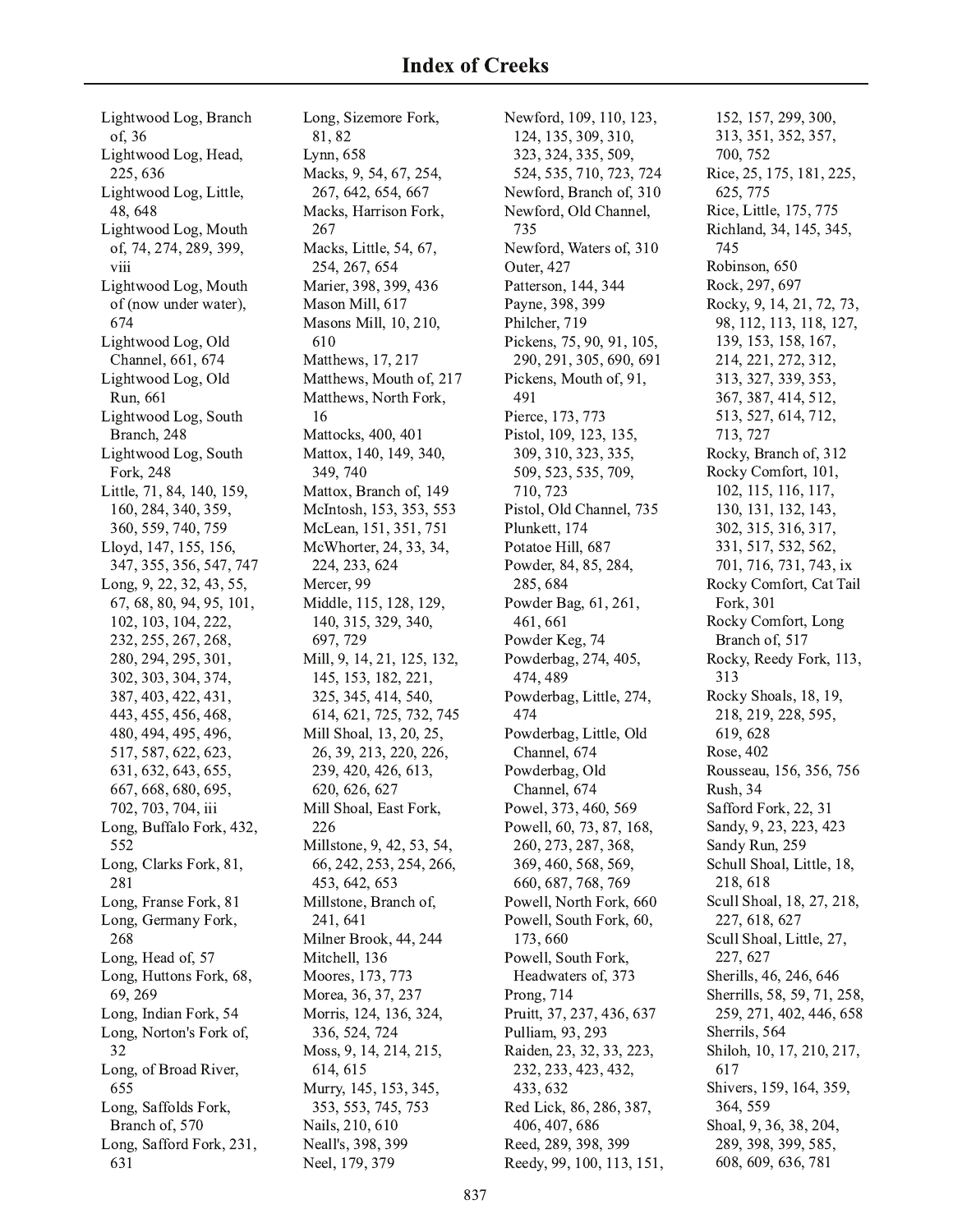# Index of Creeks

Lightwood Log, Branch of, 36
Lightwood Log, Head, 225, 636
Lightwood Log, Little, 48, 648
Lightwood Log, Mouth of, 74, 274, 289, 399, viii
Lightwood Log, Mouth of (now under water), 674
Lightwood Log, Old Channel, 661, 674
Lightwood Log, Old Run, 661
Lightwood Log, South Branch, 248
Lightwood Log, South Fork, 248
Little, 71, 84, 140, 159, 160, 284, 340, 359, 360, 559, 740, 759
Lloyd, 147, 155, 156, 347, 355, 356, 547, 747
Long, 9, 22, 32, 43, 55, 67, 68, 80, 94, 95, 101, 102, 103, 104, 222, 232, 255, 267, 268, 280, 294, 295, 301, 302, 303, 304, 374, 387, 403, 422, 431, 443, 455, 456, 468, 480, 494, 495, 496, 517, 587, 622, 623, 631, 632, 643, 655, 667, 668, 680, 695, 702, 703, 704, iii
Long, Buffalo Fork, 432, 552
Long, Clarks Fork, 81, 281
Long, Franse Fork, 81
Long, Germany Fork, 268
Long, Head of, 57
Long, Huttons Fork, 68, 69, 269
Long, Indian Fork, 54
Long, Norton's Fork of, 32
Long, of Broad River, 655
Long, Saffolds Fork, Branch of, 570
Long, Safford Fork, 231, 631
Long, Sizemore Fork, 81, 82
Lynn, 658
Macks, 9, 54, 67, 254, 267, 642, 654, 667
Macks, Harrison Fork, 267
Macks, Little, 54, 67, 254, 267, 654
Marier, 398, 399, 436
Mason Mill, 617
Masons Mill, 10, 210, 610
Matthews, 17, 217
Matthews, Mouth of, 217
Matthews, North Fork, 16
Mattocks, 400, 401
Mattox, 140, 149, 340, 349, 740
Mattox, Branch of, 149
McIntosh, 153, 353, 553
McLean, 151, 351, 751
McWhorter, 24, 33, 34, 224, 233, 624
Mercer, 99
Middle, 115, 128, 129, 140, 315, 329, 340, 697, 729
Mill, 9, 14, 21, 125, 132, 145, 153, 182, 221, 325, 345, 414, 540, 614, 621, 725, 732, 745
Mill Shoal, 13, 20, 25, 26, 39, 213, 220, 226, 239, 420, 426, 613, 620, 626, 627
Mill Shoal, East Fork, 226
Millstone, 9, 42, 53, 54, 66, 242, 253, 254, 266, 453, 642, 653
Millstone, Branch of, 241, 641
Milner Brook, 44, 244
Mitchell, 136
Moores, 173, 773
Morea, 36, 37, 237
Morris, 124, 136, 324, 336, 524, 724
Moss, 9, 14, 214, 215, 614, 615
Murry, 145, 153, 345, 353, 553, 745, 753
Nails, 210, 610
Neall's, 398, 399
Neel, 179, 379
Newford, 109, 110, 123, 124, 135, 309, 310, 323, 324, 335, 509, 524, 535, 710, 723, 724
Newford, Branch of, 310
Newford, Old Channel, 735
Newford, Waters of, 310
Outer, 427
Patterson, 144, 344
Payne, 398, 399
Philcher, 719
Pickens, 75, 90, 91, 105, 290, 291, 305, 690, 691
Pickens, Mouth of, 91, 491
Pierce, 173, 773
Pistol, 109, 123, 135, 309, 310, 323, 335, 509, 523, 535, 709, 710, 723
Pistol, Old Channel, 735
Plunkett, 174
Potatoe Hill, 687
Powder, 84, 85, 284, 285, 684
Powder Bag, 61, 261, 461, 661
Powder Keg, 74
Powderbag, 274, 405, 474, 489
Powderbag, Little, 274, 474
Powderbag, Little, Old Channel, 674
Powderbag, Old Channel, 674
Powel, 373, 460, 569
Powell, 60, 73, 87, 168, 260, 273, 287, 368, 369, 460, 568, 569, 660, 687, 768, 769
Powell, North Fork, 660
Powell, South Fork, 60, 173, 660
Powell, South Fork, Headwaters of, 373
Prong, 714
Pruitt, 37, 237, 436, 637
Pulliam, 93, 293
Raiden, 23, 32, 33, 223, 232, 233, 423, 432, 433, 632
Red Lick, 86, 286, 387, 406, 407, 686
Reed, 289, 398, 399
Reedy, 99, 100, 113, 151, 152, 157, 299, 300, 313, 351, 352, 357, 700, 752
Rice, 25, 175, 181, 225, 625, 775
Rice, Little, 175, 775
Richland, 34, 145, 345, 745
Robinson, 650
Rock, 297, 697
Rocky, 9, 14, 21, 72, 73, 98, 112, 113, 118, 127, 139, 153, 158, 167, 214, 221, 272, 312, 313, 327, 339, 353, 367, 387, 414, 512, 513, 527, 614, 712, 713, 727
Rocky, Branch of, 312
Rocky Comfort, 101, 102, 115, 116, 117, 130, 131, 132, 143, 302, 315, 316, 317, 331, 517, 532, 562, 701, 716, 731, 743, ix
Rocky Comfort, Cat Tail Fork, 301
Rocky Comfort, Long Branch of, 517
Rocky, Reedy Fork, 113, 313
Rocky Shoals, 18, 19, 218, 219, 228, 595, 619, 628
Rose, 402
Rousseau, 156, 356, 756
Rush, 34
Safford Fork, 22, 31
Sandy, 9, 23, 223, 423
Sandy Run, 259
Schull Shoal, Little, 18, 218, 618
Scull Shoal, 18, 27, 218, 227, 618, 627
Scull Shoal, Little, 27, 227, 627
Sherills, 46, 246, 646
Sherrills, 58, 59, 71, 258, 259, 271, 402, 446, 658
Sherrils, 564
Shiloh, 10, 17, 210, 217, 617
Shivers, 159, 164, 359, 364, 559
Shoal, 9, 36, 38, 204, 289, 398, 399, 585, 608, 609, 636, 781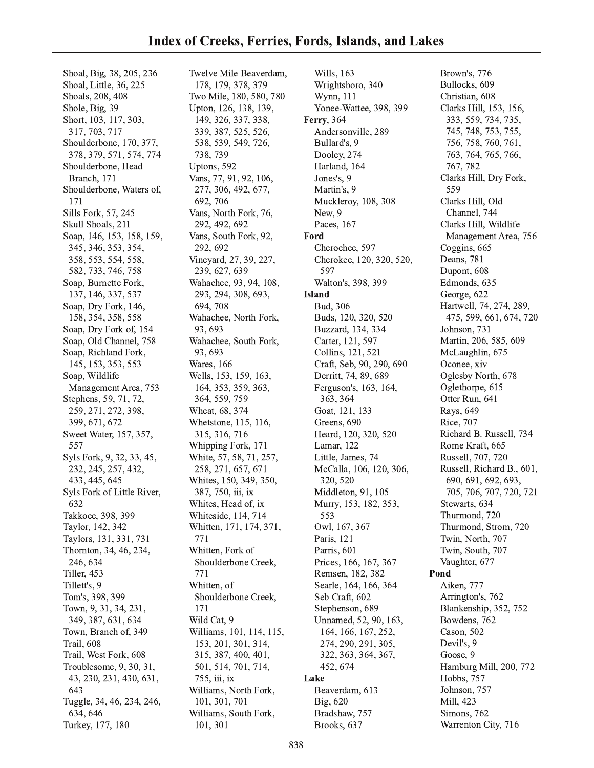# Index of Creeks, Ferries, Fords, Islands, and Lakes

Shoal, Big, 38, 205, 236
Shoal, Little, 36, 225
Shoals, 208, 408
Shole, Big, 39
Short, 103, 117, 303, 317, 703, 717
Shoulderbone, 170, 377, 378, 379, 571, 574, 774
Shoulderbone, Head Branch, 171
Shoulderbone, Waters of, 171
Sills Fork, 57, 245
Skull Shoals, 211
Soap, 146, 153, 158, 159, 345, 346, 353, 354, 358, 553, 554, 558, 582, 733, 746, 758
Soap, Burnette Fork, 137, 146, 337, 537
Soap, Dry Fork, 146, 158, 354, 358, 558
Soap, Dry Fork of, 154
Soap, Old Channel, 758
Soap, Richland Fork, 145, 153, 353, 553
Soap, Wildlife Management Area, 753
Stephens, 59, 71, 72, 259, 271, 272, 398, 399, 671, 672
Sweet Water, 157, 357, 557
Syls Fork, 9, 32, 33, 45, 232, 245, 257, 432, 433, 445, 645
Syls Fork of Little River, 632
Takkoee, 398, 399
Taylor, 142, 342
Taylors, 131, 331, 731
Thornton, 34, 46, 234, 246, 634
Tiller, 453
Tillett's, 9
Tom's, 398, 399
Town, 9, 31, 34, 231, 349, 387, 631, 634
Town, Branch of, 349
Trail, 608
Trail, West Fork, 608
Troublesome, 9, 30, 31, 43, 230, 231, 430, 631, 643
Tuggle, 34, 46, 234, 246, 634, 646
Turkey, 177, 180
Twelve Mile Beaverdam, 178, 179, 378, 379
Two Mile, 180, 580, 780
Upton, 126, 138, 139, 149, 326, 337, 338, 339, 387, 525, 526, 538, 539, 549, 726, 738, 739
Uptons, 592
Vans, 77, 91, 92, 106, 277, 306, 492, 677, 692, 706
Vans, North Fork, 76, 292, 492, 692
Vans, South Fork, 92, 292, 692
Vineyard, 27, 39, 227, 239, 627, 639
Wahachee, 93, 94, 108, 293, 294, 308, 693, 694, 708
Wahachee, North Fork, 93, 693
Wahachee, South Fork, 93, 693
Wares, 166
Wells, 153, 159, 163, 164, 353, 359, 363, 364, 559, 759
Wheat, 68, 374
Whetstone, 115, 116, 315, 316, 716
Whipping Fork, 171
White, 57, 58, 71, 257, 258, 271, 657, 671
Whites, 150, 349, 350, 387, 750, iii, ix
Whites, Head of, ix
Whiteside, 114, 714
Whitten, 171, 174, 371, 771
Whitten, Fork of Shoulderbone Creek, 771
Whitten, of Shoulderbone Creek, 171
Wild Cat, 9
Williams, 101, 114, 115, 153, 201, 301, 314, 315, 387, 400, 401, 501, 514, 701, 714, 755, iii, ix
Williams, North Fork, 101, 301, 701
Williams, South Fork, 101, 301
Wills, 163
Wrightsboro, 340
Wynn, 111
Yonee-Wattee, 398, 399

**Ferry**, 364
Andersonville, 289
Bullard's, 9
Dooley, 274
Harland, 164
Jones's, 9
Martin's, 9
Muckleroy, 108, 308
New, 9
Paces, 167

**Ford**
Cherochee, 597
Cherokee, 120, 320, 520, 597
Walton's, 398, 399

**Island**
Bud, 306
Buds, 120, 320, 520
Buzzard, 134, 334
Carter, 121, 597
Collins, 121, 521
Craft, Seb, 90, 290, 690
Derritt, 74, 89, 689
Ferguson's, 163, 164, 363, 364
Goat, 121, 133
Greens, 690
Heard, 120, 320, 520
Lamar, 122
Little, James, 74
McCalla, 106, 120, 306, 320, 520
Middleton, 91, 105
Murry, 153, 182, 353, 553
Owl, 167, 367
Paris, 121
Parris, 601
Prices, 166, 167, 367
Remsen, 182, 382
Searle, 164, 166, 364
Seb Craft, 602
Stephenson, 689
Unnamed, 52, 90, 163, 164, 166, 167, 252, 274, 290, 291, 305, 322, 363, 364, 367, 452, 674

**Lake**
Beaverdam, 613
Big, 620
Bradshaw, 757
Brooks, 637
Brown's, 776
Bullocks, 609
Christian, 608
Clarks Hill, 153, 156, 333, 559, 734, 735, 745, 748, 753, 755, 756, 758, 760, 761, 763, 764, 765, 766, 767, 782
Clarks Hill, Dry Fork, 559
Clarks Hill, Old Channel, 744
Clarks Hill, Wildlife Management Area, 756
Coggins, 665
Deans, 781
Dupont, 608
Edmonds, 635
George, 622
Hartwell, 74, 274, 289, 475, 599, 661, 674, 720
Johnson, 731
Martin, 206, 585, 609
McLaughlin, 675
Oconee, xiv
Oglesby North, 678
Oglethorpe, 615
Otter Run, 641
Rays, 649
Rice, 707
Richard B. Russell, 734
Rome Kraft, 665
Russell, 707, 720
Russell, Richard B., 601, 690, 691, 692, 693, 705, 706, 707, 720, 721
Stewarts, 634
Thurmond, 720
Thurmond, Strom, 720
Twin, North, 707
Twin, South, 707
Vaughter, 677

**Pond**
Aiken, 777
Arrington's, 762
Blankenship, 352, 752
Bowdens, 762
Cason, 502
Devil's, 9
Goose, 9
Hamburg Mill, 200, 772
Hobbs, 757
Johnson, 757
Mill, 423
Simons, 762
Warrenton City, 716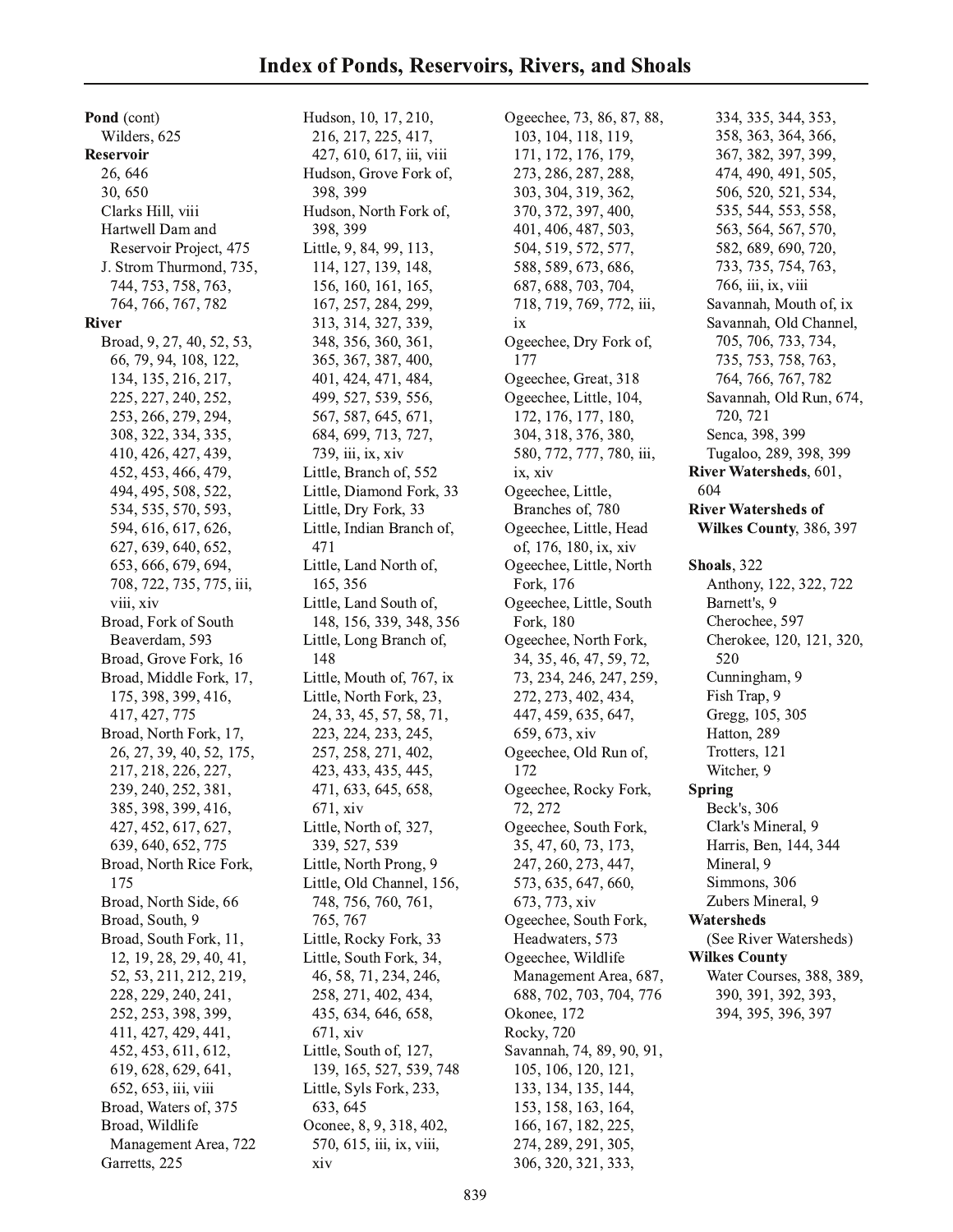# Index of Ponds, Reservoirs, Rivers, and Shoals

**Pond** (cont)
  Wilders, 625
**Reservoir**
  26, 646
  30, 650
  Clarks Hill, viii
  Hartwell Dam and Reservoir Project, 475
  J. Strom Thurmond, 735, 744, 753, 758, 763, 764, 766, 767, 782
**River**
  Broad, 9, 27, 40, 52, 53, 66, 79, 94, 108, 122, 134, 135, 216, 217, 225, 227, 240, 252, 253, 266, 279, 294, 308, 322, 334, 335, 410, 426, 427, 439, 452, 453, 466, 479, 494, 495, 508, 522, 534, 535, 570, 593, 594, 616, 617, 626, 627, 639, 640, 652, 653, 666, 679, 694, 708, 722, 735, 775, iii, viii, xiv
  Broad, Fork of South Beaverdam, 593
  Broad, Grove Fork, 16
  Broad, Middle Fork, 17, 175, 398, 399, 416, 417, 427, 775
  Broad, North Fork, 17, 26, 27, 39, 40, 52, 175, 217, 218, 226, 227, 239, 240, 252, 381, 385, 398, 399, 416, 427, 452, 617, 627, 639, 640, 652, 775
  Broad, North Rice Fork, 175
  Broad, North Side, 66
  Broad, South, 9
  Broad, South Fork, 11, 12, 19, 28, 29, 40, 41, 52, 53, 211, 212, 219, 228, 229, 240, 241, 252, 253, 398, 399, 411, 427, 429, 441, 452, 453, 611, 612, 619, 628, 629, 641, 652, 653, iii, viii
  Broad, Waters of, 375
  Broad, Wildlife Management Area, 722
  Garretts, 225
  Hudson, 10, 17, 210, 216, 217, 225, 417, 427, 610, 617, iii, viii
  Hudson, Grove Fork of, 398, 399
  Hudson, North Fork of, 398, 399
  Little, 9, 84, 99, 113, 114, 127, 139, 148, 156, 160, 161, 165, 167, 257, 284, 299, 313, 314, 327, 339, 348, 356, 360, 361, 365, 367, 387, 400, 401, 424, 471, 484, 499, 527, 539, 556, 567, 587, 645, 671, 684, 699, 713, 727, 739, iii, ix, xiv
  Little, Branch of, 552
  Little, Diamond Fork, 33
  Little, Dry Fork, 33
  Little, Indian Branch of, 471
  Little, Land North of, 165, 356
  Little, Land South of, 148, 156, 339, 348, 356
  Little, Long Branch of, 148
  Little, Mouth of, 767, ix
  Little, North Fork, 23, 24, 33, 45, 57, 58, 71, 223, 224, 233, 245, 257, 258, 271, 402, 423, 433, 435, 445, 471, 633, 645, 658, 671, xiv
  Little, North of, 327, 339, 527, 539
  Little, North Prong, 9
  Little, Old Channel, 156, 748, 756, 760, 761, 765, 767
  Little, Rocky Fork, 33
  Little, South Fork, 34, 46, 58, 71, 234, 246, 258, 271, 402, 434, 435, 634, 646, 658, 671, xiv
  Little, South of, 127, 139, 165, 527, 539, 748
  Little, Syls Fork, 233, 633, 645
  Oconee, 8, 9, 318, 402, 570, 615, iii, ix, viii, xiv
  Ogeechee, 73, 86, 87, 88, 103, 104, 118, 119, 171, 172, 176, 179, 273, 286, 287, 288, 303, 304, 319, 362, 370, 372, 397, 400, 401, 406, 487, 503, 504, 519, 572, 577, 588, 589, 673, 686, 687, 688, 703, 704, 718, 719, 769, 772, iii, ix
  Ogeechee, Dry Fork of, 177
  Ogeechee, Great, 318
  Ogeechee, Little, 104, 172, 176, 177, 180, 304, 318, 376, 380, 580, 772, 777, 780, iii, ix, xiv
  Ogeechee, Little, Branches of, 780
  Ogeechee, Little, Head of, 176, 180, ix, xiv
  Ogeechee, Little, North Fork, 176
  Ogeechee, Little, South Fork, 180
  Ogeechee, North Fork, 34, 35, 46, 47, 59, 72, 73, 234, 246, 247, 259, 272, 273, 402, 434, 447, 459, 635, 647, 659, 673, xiv
  Ogeechee, Old Run of, 172
  Ogeechee, Rocky Fork, 72, 272
  Ogeechee, South Fork, 35, 47, 60, 73, 173, 247, 260, 273, 447, 573, 635, 647, 660, 673, 773, xiv
  Ogeechee, South Fork, Headwaters, 573
  Ogeechee, Wildlife Management Area, 687, 688, 702, 703, 704, 776
  Okonee, 172
  Rocky, 720
  Savannah, 74, 89, 90, 91, 105, 106, 120, 121, 133, 134, 135, 144, 153, 158, 163, 164, 166, 167, 182, 225, 274, 289, 291, 305, 306, 320, 321, 333, 334, 335, 344, 353, 358, 363, 364, 366, 367, 382, 397, 399, 474, 490, 491, 505, 506, 520, 521, 534, 535, 544, 553, 558, 563, 564, 567, 570, 582, 689, 690, 720, 733, 735, 754, 763, 766, iii, ix, viii
  Savannah, Mouth of, ix
  Savannah, Old Channel, 705, 706, 733, 734, 735, 753, 758, 763, 764, 766, 767, 782
  Savannah, Old Run, 674, 720, 721
  Senca, 398, 399
  Tugaloo, 289, 398, 399
**River Watersheds**, 601, 604
**River Watersheds of Wilkes County**, 386, 397

**Shoals**, 322
  Anthony, 122, 322, 722
  Barnett's, 9
  Cherochee, 597
  Cherokee, 120, 121, 320, 520
  Cunningham, 9
  Fish Trap, 9
  Gregg, 105, 305
  Hatton, 289
  Trotters, 121
  Witcher, 9
**Spring**
  Beck's, 306
  Clark's Mineral, 9
  Harris, Ben, 144, 344
  Mineral, 9
  Simmons, 306
  Zubers Mineral, 9
**Watersheds**
  (See River Watersheds)
**Wilkes County**
  Water Courses, 388, 389, 390, 391, 392, 393, 394, 395, 396, 397